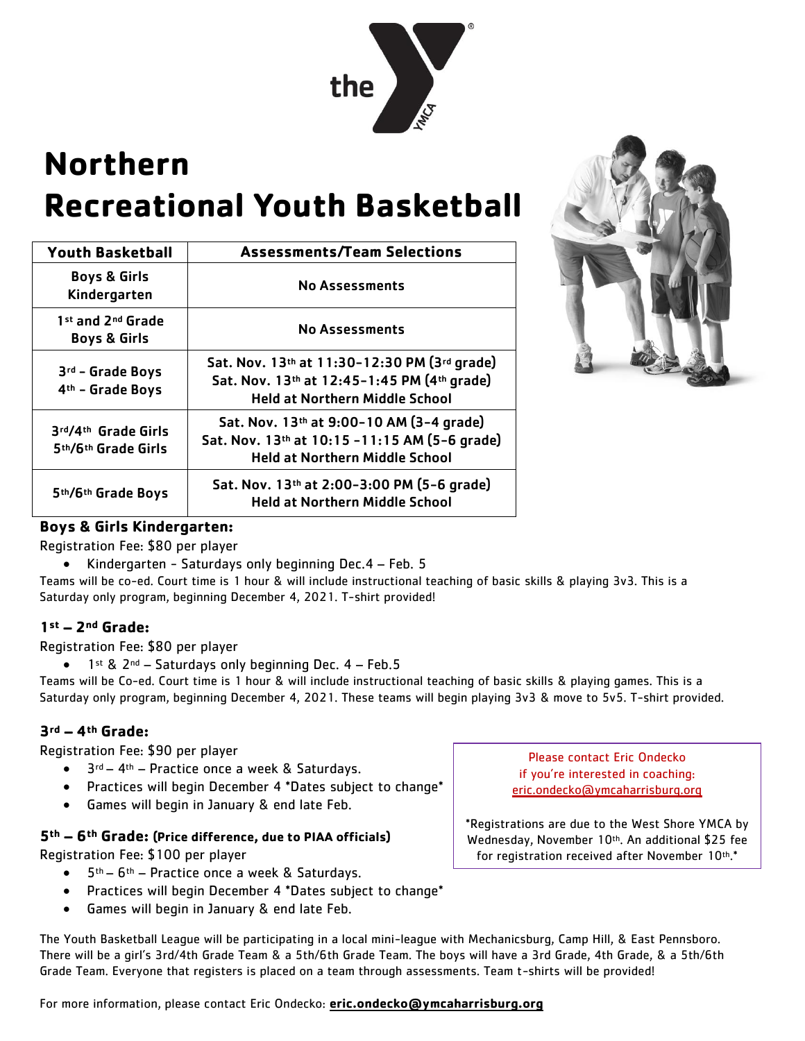# Northern
# Recreational Youth Basketball

| Youth Basketball | Assessments/Team Selections |
|---|---|
| Boys & Girls Kindergarten | No Assessments |
| 1st and 2nd Grade Boys & Girls | No Assessments |
| 3rd - Grade Boys<br>4th - Grade Boys | Sat. Nov. 13th at 11:30-12:30 PM (3rd grade)<br>Sat. Nov. 13th at 12:45-1:45 PM (4th grade)<br>Held at Northern Middle School |
| 3rd/4th Grade Girls<br>5th/6th Grade Girls | Sat. Nov. 13th at 9:00-10 AM (3-4 grade)<br>Sat. Nov. 13th at 10:15 -11:15 AM (5-6 grade)<br>Held at Northern Middle School |
| 5th/6th Grade Boys | Sat. Nov. 13th at 2:00-3:00 PM (5-6 grade)<br>Held at Northern Middle School |

### Boys & Girls Kindergarten:

Registration Fee: $80 per player

- Kindergarten - Saturdays only beginning Dec.4 – Feb. 5

Teams will be co-ed. Court time is 1 hour & will include instructional teaching of basic skills & playing 3v3. This is a Saturday only program, beginning December 4, 2021. T-shirt provided!

### 1st – 2nd Grade:

Registration Fee: $80 per player

- 1st & 2nd – Saturdays only beginning Dec. 4 – Feb.5

Teams will be Co-ed. Court time is 1 hour & will include instructional teaching of basic skills & playing games. This is a Saturday only program, beginning December 4, 2021. These teams will begin playing 3v3 & move to 5v5. T-shirt provided.

### 3rd – 4th Grade:

Registration Fee: $90 per player

- 3rd – 4th – Practice once a week & Saturdays.
- Practices will begin December 4 *Dates subject to change*
- Games will begin in January & end late Feb.

### 5th – 6th Grade: (Price difference, due to PIAA officials)

Registration Fee: $100 per player

- 5th – 6th – Practice once a week & Saturdays.
- Practices will begin December 4 *Dates subject to change*
- Games will begin in January & end late Feb.

Please contact Eric Ondecko if you're interested in coaching: eric.ondecko@ymcaharrisburg.org

*Registrations are due to the West Shore YMCA by Wednesday, November 10th. An additional $25 fee for registration received after November 10th.*

The Youth Basketball League will be participating in a local mini-league with Mechanicsburg, Camp Hill, & East Pennsboro. There will be a girl's 3rd/4th Grade Team & a 5th/6th Grade Team. The boys will have a 3rd Grade, 4th Grade, & a 5th/6th Grade Team. Everyone that registers is placed on a team through assessments. Team t-shirts will be provided!

For more information, please contact Eric Ondecko: **eric.ondecko@ymcaharrisburg.org**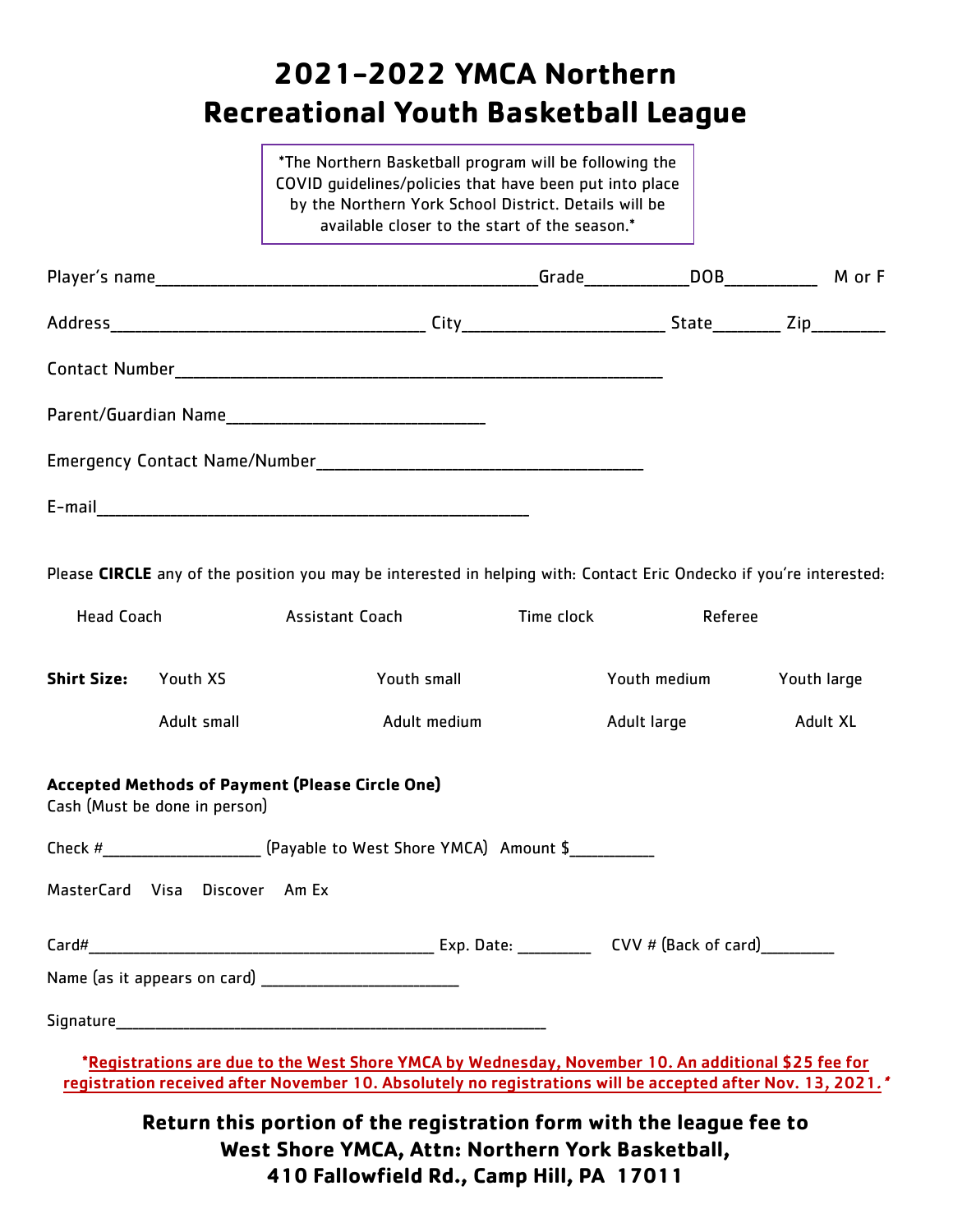# 2021-2022 YMCA Northern Recreational Youth Basketball League

*The Northern Basketball program will be following the COVID guidelines/policies that have been put into place by the Northern York School District. Details will be available closer to the start of the season.*

Player's name_____________________________________________Grade____________DOB__________ M or F

Address___________________________________ City_______________________ State________ Zip________

Contact Number__________________________________________________________

Parent/Guardian Name______________________________

Emergency Contact Name/Number______________________________________

E-mail__________________________________________________

Please **CIRCLE** any of the position you may be interested in helping with: Contact Eric Ondecko if you're interested:

Head Coach     Assistant Coach     Time clock     Referee

**Shirt Size:** Youth XS     Youth small     Youth medium     Youth large

Adult small     Adult medium     Adult large     Adult XL

**Accepted Methods of Payment (Please Circle One)**

Cash (Must be done in person)

Check #__________________ (Payable to West Shore YMCA) Amount $__________

MasterCard   Visa   Discover   Am Ex

Card#________________________________________ Exp. Date: _________ CVV # (Back of card)_________

Name (as it appears on card) _______________________

Signature__________________________________________________

***Registrations are due to the West Shore YMCA by Wednesday, November 10. An additional $25 fee for registration received after November 10. Absolutely no registrations will be accepted after Nov. 13, 2021.***

**Return this portion of the registration form with the league fee to West Shore YMCA, Attn: Northern York Basketball, 410 Fallowfield Rd., Camp Hill, PA 17011**